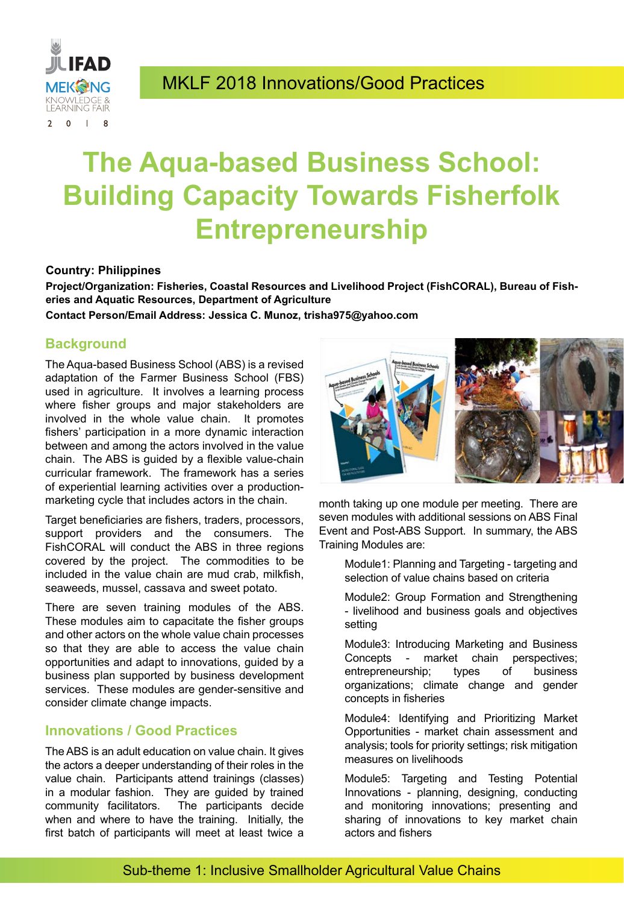MKLF 2018 Innovations/Good Practices

# The Aqua-based Business School: Building Capacity Towards Fisherfolk Entrepreneurship

**Country: Philippines**

**Project/Organization: Fisheries, Coastal Resources and Livelihood Project (FishCORAL), Bureau of Fisheries and Aquatic Resources, Department of Agriculture**

**Contact Person/Email Address: Jessica C. Munoz, trisha975@yahoo.com**

## Background

The Aqua-based Business School (ABS) is a revised adaptation of the Farmer Business School (FBS) used in agriculture. It involves a learning process where fisher groups and major stakeholders are involved in the whole value chain. It promotes fishers' participation in a more dynamic interaction between and among the actors involved in the value chain. The ABS is guided by a flexible value-chain curricular framework. The framework has a series of experiential learning activities over a production-marketing cycle that includes actors in the chain.

Target beneficiaries are fishers, traders, processors, support providers and the consumers. The FishCORAL will conduct the ABS in three regions covered by the project. The commodities to be included in the value chain are mud crab, milkfish, seaweeds, mussel, cassava and sweet potato.

There are seven training modules of the ABS. These modules aim to capacitate the fisher groups and other actors on the whole value chain processes so that they are able to access the value chain opportunities and adapt to innovations, guided by a business plan supported by business development services. These modules are gender-sensitive and consider climate change impacts.

## Innovations / Good Practices

The ABS is an adult education on value chain. It gives the actors a deeper understanding of their roles in the value chain. Participants attend trainings (classes) in a modular fashion. They are guided by trained community facilitators. The participants decide when and where to have the training. Initially, the first batch of participants will meet at least twice a month taking up one module per meeting. There are seven modules with additional sessions on ABS Final Event and Post-ABS Support. In summary, the ABS Training Modules are:

> Module1: Planning and Targeting - targeting and selection of value chains based on criteria
>
> Module2: Group Formation and Strengthening - livelihood and business goals and objectives setting
>
> Module3: Introducing Marketing and Business Concepts - market chain perspectives; entrepreneurship; types of business organizations; climate change and gender concepts in fisheries
>
> Module4: Identifying and Prioritizing Market Opportunities - market chain assessment and analysis; tools for priority settings; risk mitigation measures on livelihoods
>
> Module5: Targeting and Testing Potential Innovations - planning, designing, conducting and monitoring innovations; presenting and sharing of innovations to key market chain actors and fishers

Sub-theme 1: Inclusive Smallholder Agricultural Value Chains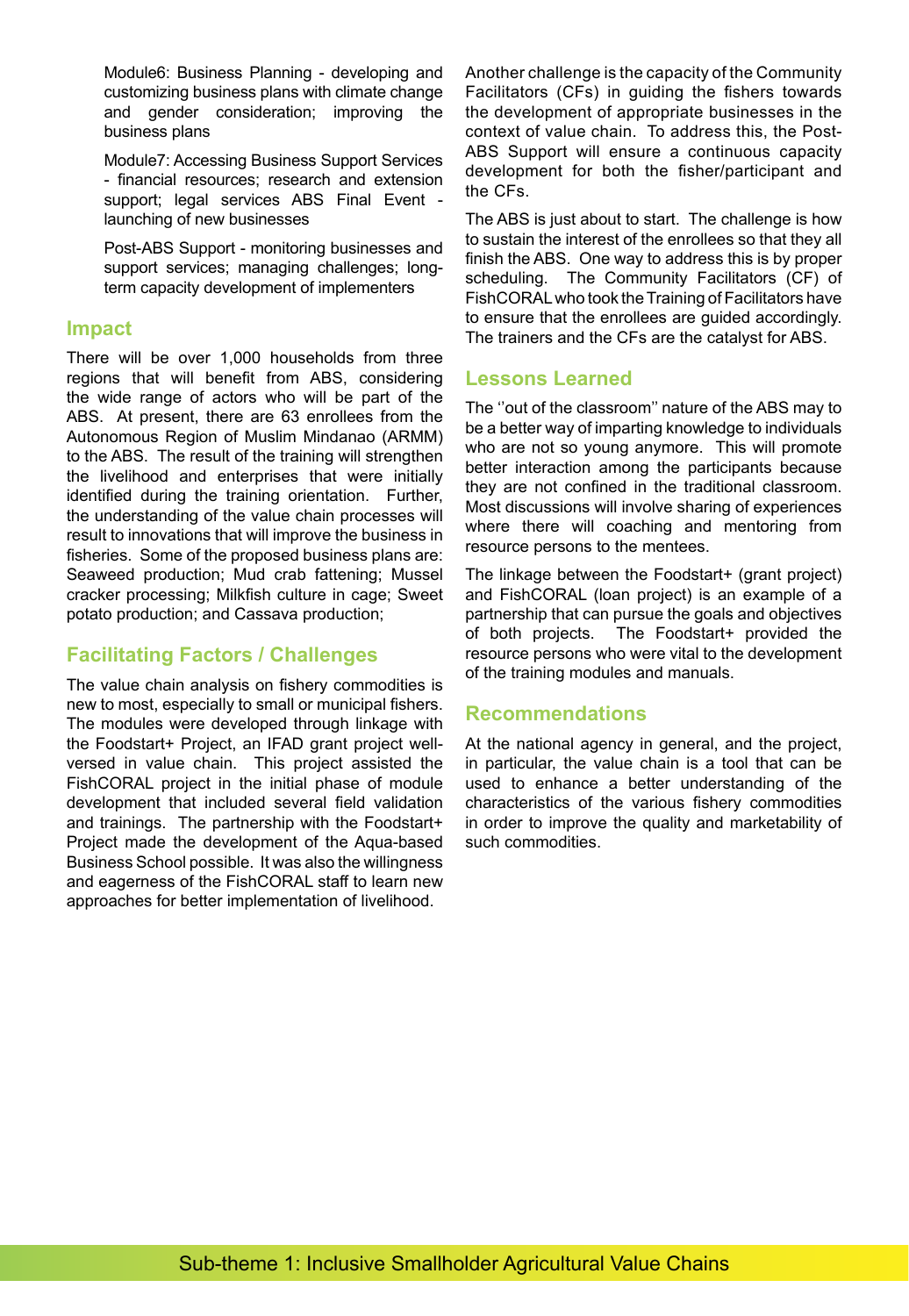Module6: Business Planning - developing and customizing business plans with climate change and gender consideration; improving the business plans

Module7: Accessing Business Support Services - financial resources; research and extension support; legal services ABS Final Event - launching of new businesses

Post-ABS Support - monitoring businesses and support services; managing challenges; long-term capacity development of implementers

## Impact

There will be over 1,000 households from three regions that will benefit from ABS, considering the wide range of actors who will be part of the ABS. At present, there are 63 enrollees from the Autonomous Region of Muslim Mindanao (ARMM) to the ABS. The result of the training will strengthen the livelihood and enterprises that were initially identified during the training orientation. Further, the understanding of the value chain processes will result to innovations that will improve the business in fisheries. Some of the proposed business plans are: Seaweed production; Mud crab fattening; Mussel cracker processing; Milkfish culture in cage; Sweet potato production; and Cassava production;

## Facilitating Factors / Challenges

The value chain analysis on fishery commodities is new to most, especially to small or municipal fishers. The modules were developed through linkage with the Foodstart+ Project, an IFAD grant project well-versed in value chain. This project assisted the FishCORAL project in the initial phase of module development that included several field validation and trainings. The partnership with the Foodstart+ Project made the development of the Aqua-based Business School possible. It was also the willingness and eagerness of the FishCORAL staff to learn new approaches for better implementation of livelihood.

Another challenge is the capacity of the Community Facilitators (CFs) in guiding the fishers towards the development of appropriate businesses in the context of value chain. To address this, the Post-ABS Support will ensure a continuous capacity development for both the fisher/participant and the CFs.

The ABS is just about to start. The challenge is how to sustain the interest of the enrollees so that they all finish the ABS. One way to address this is by proper scheduling. The Community Facilitators (CF) of FishCORAL who took the Training of Facilitators have to ensure that the enrollees are guided accordingly. The trainers and the CFs are the catalyst for ABS.

## Lessons Learned

The ''out of the classroom" nature of the ABS may to be a better way of imparting knowledge to individuals who are not so young anymore. This will promote better interaction among the participants because they are not confined in the traditional classroom. Most discussions will involve sharing of experiences where there will coaching and mentoring from resource persons to the mentees.

The linkage between the Foodstart+ (grant project) and FishCORAL (loan project) is an example of a partnership that can pursue the goals and objectives of both projects. The Foodstart+ provided the resource persons who were vital to the development of the training modules and manuals.

## Recommendations

At the national agency in general, and the project, in particular, the value chain is a tool that can be used to enhance a better understanding of the characteristics of the various fishery commodities in order to improve the quality and marketability of such commodities.